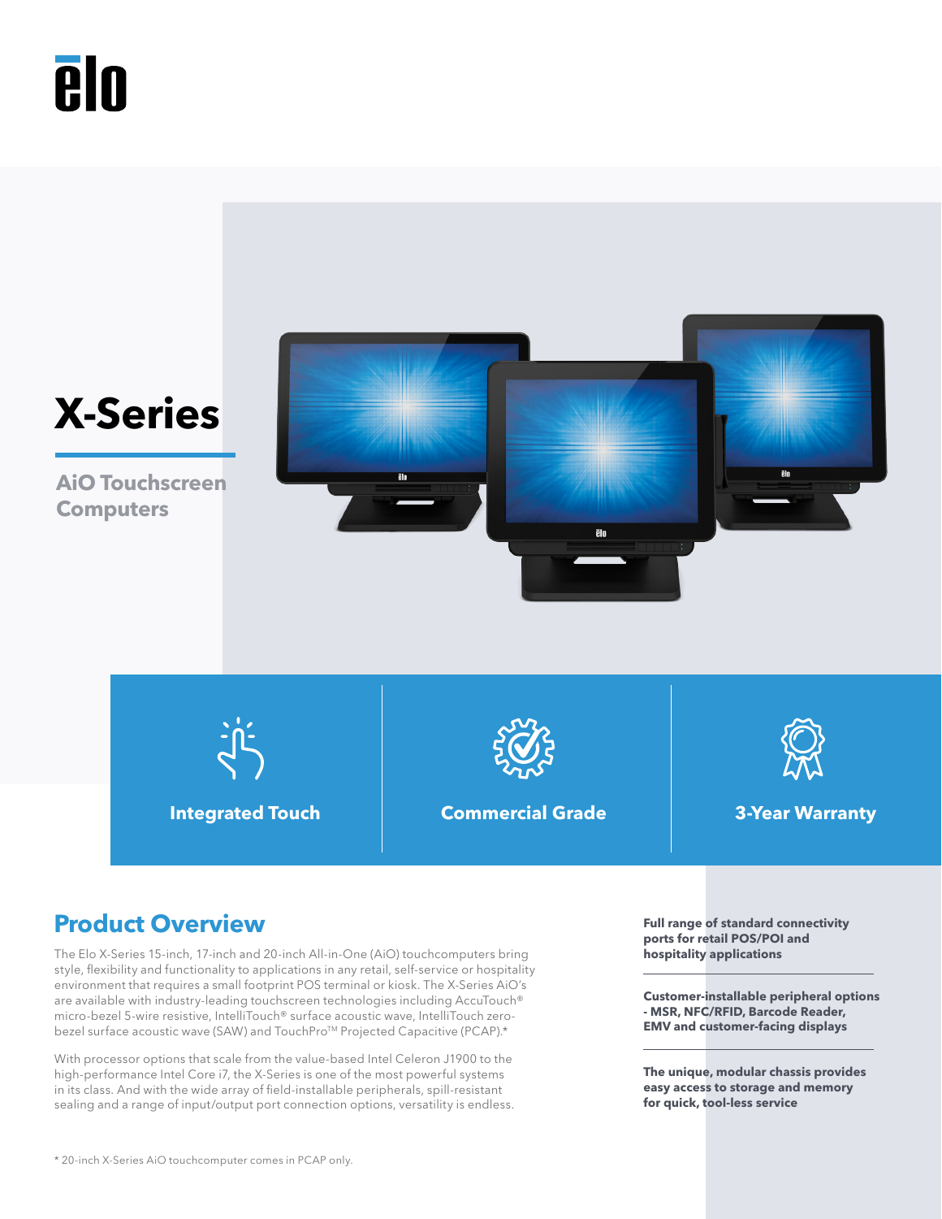# X-Series

## AiO Touchscreen Computers

**Integrated Touch**

**Commercial Grade**

**3-Year Warranty**

## Product Overview

The Elo X-Series 15-inch, 17-inch and 20-inch All-in-One (AiO) touchcomputers bring style, flexibility and functionality to applications in any retail, self-service or hospitality environment that requires a small footprint POS terminal or kiosk. The X-Series AiO's are available with industry-leading touchscreen technologies including AccuTouch® micro-bezel 5-wire resistive, IntelliTouch® surface acoustic wave, IntelliTouch zero-bezel surface acoustic wave (SAW) and TouchPro™ Projected Capacitive (PCAP).*

With processor options that scale from the value-based Intel Celeron J1900 to the high-performance Intel Core i7, the X-Series is one of the most powerful systems in its class. And with the wide array of field-installable peripherals, spill-resistant sealing and a range of input/output port connection options, versatility is endless.

**Full range of standard connectivity ports for retail POS/POI and hospitality applications**

**Customer-installable peripheral options - MSR, NFC/RFID, Barcode Reader, EMV and customer-facing displays**

**The unique, modular chassis provides easy access to storage and memory for quick, tool-less service**

* 20-inch X-Series AiO touchcomputer comes in PCAP only.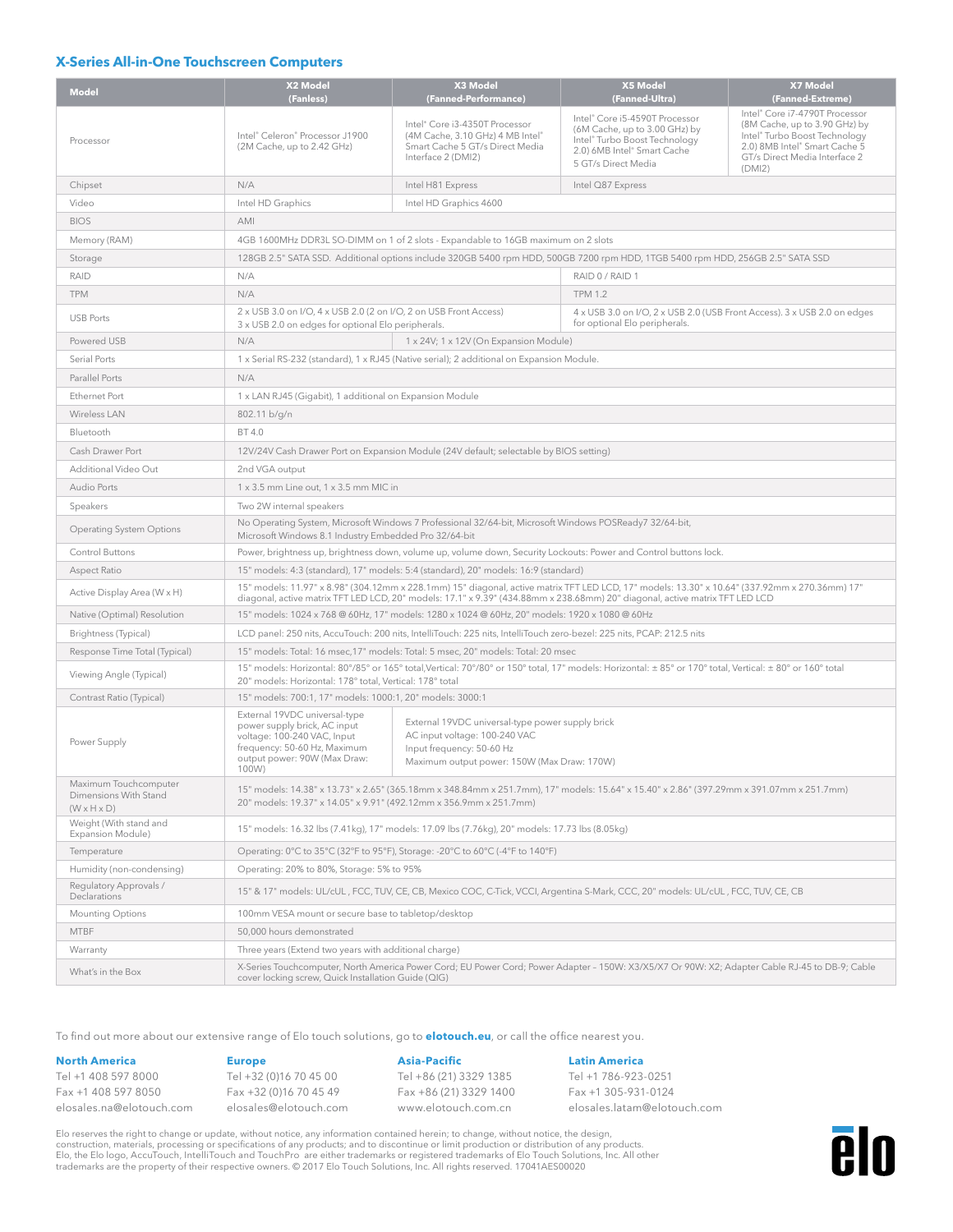## X-Series All-in-One Touchscreen Computers

| Model | X2 Model (Fanless) | X3 Model (Fanned-Performance) | X5 Model (Fanned-Ultra) | X7 Model (Fanned-Extreme) |
|---|---|---|---|---|
| Processor | Intel® Celeron® Processor J1900 (2M Cache, up to 2.42 GHz) | Intel® Core i3-4350T Processor (4M Cache, 3.10 GHz) 4 MB Intel® Smart Cache 5 GT/s Direct Media Interface 2 (DMI2) | Intel® Core i5-4590T Processor (6M Cache, up to 3.00 GHz) by Intel® Turbo Boost Technology 2.0) 6MB Intel® Smart Cache 5 GT/s Direct Media | Intel® Core i7-4790T Processor (8M Cache, up to 3.90 GHz) by Intel® Turbo Boost Technology 2.0) 8MB Intel® Smart Cache 5 GT/s Direct Media Interface 2 (DMI2) |
| Chipset | N/A | Intel H81 Express | Intel Q87 Express | |
| Video | Intel HD Graphics | Intel HD Graphics 4600 | | |
| BIOS | AMI | | | |
| Memory (RAM) | 4GB 1600MHz DDR3L SO-DIMM on 1 of 2 slots - Expandable to 16GB maximum on 2 slots | | | |
| Storage | 128GB 2.5" SATA SSD. Additional options include 320GB 5400 rpm HDD, 500GB 7200 rpm HDD, 1TGB 5400 rpm HDD, 256GB 2.5" SATA SSD | | | |
| RAID | N/A | | RAID 0 / RAID 1 | |
| TPM | N/A | | TPM 1.2 | |
| USB Ports | 2 x USB 3.0 on I/O, 4 x USB 2.0 (2 on I/O, 2 on USB Front Access) 3 x USB 2.0 on edges for optional Elo peripherals. | | 4 x USB 3.0 on I/O, 2 x USB 2.0 (USB Front Access). 3 x USB 2.0 on edges for optional Elo peripherals. | |
| Powered USB | N/A | 1 x 24V; 1 x 12V (On Expansion Module) | | |
| Serial Ports | 1 x Serial RS-232 (standard), 1 x RJ45 (Native serial); 2 additional on Expansion Module. | | | |
| Parallel Ports | N/A | | | |
| Ethernet Port | 1 x LAN RJ45 (Gigabit), 1 additional on Expansion Module | | | |
| Wireless LAN | 802.11 b/g/n | | | |
| Bluetooth | BT 4.0 | | | |
| Cash Drawer Port | 12V/24V Cash Drawer Port on Expansion Module (24V default; selectable by BIOS setting) | | | |
| Additional Video Out | 2nd VGA output | | | |
| Audio Ports | 1 x 3.5 mm Line out, 1 x 3.5 mm MIC in | | | |
| Speakers | Two 2W internal speakers | | | |
| Operating System Options | No Operating System, Microsoft Windows 7 Professional 32/64-bit, Microsoft Windows POSReady7 32/64-bit, Microsoft Windows 8.1 Industry Embedded Pro 32/64-bit | | | |
| Control Buttons | Power, brightness up, brightness down, volume up, volume down, Security Lockouts: Power and Control buttons lock. | | | |
| Aspect Ratio | 15" models: 4:3 (standard), 17" models: 5:4 (standard), 20" models: 16:9 (standard) | | | |
| Active Display Area (W x H) | 15" models: 11.97" x 8.98" (304.12mm x 228.1mm) 15" diagonal, active matrix TFT LED LCD, 17" models: 13.30" x 10.64" (337.92mm x 270.36mm) 17" diagonal, active matrix TFT LED LCD, 20" models: 17.1" x 9.39" (434.88mm x 238.68mm) 20" diagonal, active matrix TFT LED LCD | | | |
| Native (Optimal) Resolution | 15" models: 1024 x 768 @ 60Hz, 17" models: 1280 x 1024 @ 60Hz, 20" models: 1920 x 1080 @ 60Hz | | | |
| Brightness (Typical) | LCD panel: 250 nits, AccuTouch: 200 nits, IntelliTouch: 225 nits, IntelliTouch zero-bezel: 225 nits, PCAP: 212.5 nits | | | |
| Response Time Total (Typical) | 15" models: Total: 16 msec,17" models: Total: 5 msec, 20" models: Total: 20 msec | | | |
| Viewing Angle (Typical) | 15" models: Horizontal: 80°/85° or 165° total,Vertical: 70°/80° or 150° total, 17" models: Horizontal: ± 85° or 170° total, Vertical: ± 80° or 160° total 20" models: Horizontal: 178° total, Vertical: 178° total | | | |
| Contrast Ratio (Typical) | 15" models: 700:1, 17" models: 1000:1, 20" models: 3000:1 | | | |
| Power Supply | External 19VDC universal-type power supply brick, AC input voltage: 100-240 VAC, Input frequency: 50-60 Hz, Maximum output power: 90W (Max Draw: 100W) | External 19VDC universal-type power supply brick AC input voltage: 100-240 VAC Input frequency: 50-60 Hz Maximum output power: 150W (Max Draw: 170W) | | |
| Maximum Touchcomputer Dimensions With Stand (W x H x D) | 15" models: 14.38" x 13.73" x 2.65" (365.18mm x 348.84mm x 251.7mm), 17" models: 15.64" x 15.40" x 2.86" (397.29mm x 391.07mm x 251.7mm) 20" models: 19.37" x 14.05" x 9.91" (492.12mm x 356.9mm x 251.7mm) | | | |
| Weight (With stand and Expansion Module) | 15" models: 16.32 lbs (7.41kg), 17" models: 17.09 lbs (7.76kg), 20" models: 17.73 lbs (8.05kg) | | | |
| Temperature | Operating: 0°C to 35°C (32°F to 95°F), Storage: -20°C to 60°C (-4°F to 140°F) | | | |
| Humidity (non-condensing) | Operating: 20% to 80%, Storage: 5% to 95% | | | |
| Regulatory Approvals / Declarations | 15" & 17" models: UL/cUL , FCC, TUV, CE, CB, Mexico COC, C-Tick, VCCI, Argentina S-Mark, CCC, 20" models: UL/cUL , FCC, TUV, CE, CB | | | |
| Mounting Options | 100mm VESA mount or secure base to tabletop/desktop | | | |
| MTBF | 50,000 hours demonstrated | | | |
| Warranty | Three years (Extend two years with additional charge) | | | |
| What's in the Box | X-Series Touchcomputer, North America Power Cord; EU Power Cord; Power Adapter – 150W: X3/X5/X7 Or 90W: X2; Adapter Cable RJ-45 to DB-9; Cable cover locking screw, Quick Installation Guide (QIG) | | | |

To find out more about our extensive range of Elo touch solutions, go to **elotouch.eu**, or call the office nearest you.

**North America**
Tel +1 408 597 8000
Fax +1 408 597 8050
elosales.na@elotouch.com

**Europe**
Tel +32 (0)16 70 45 00
Fax +32 (0)16 70 45 49
elosales@elotouch.com

**Asia-Pacific**
Tel +86 (21) 3329 1385
Fax +86 (21) 3329 1400
www.elotouch.com.cn

**Latin America**
Tel +1 786-923-0251
Fax +1 305-931-0124
elosales.latam@elotouch.com

Elo reserves the right to change or update, without notice, any information contained herein; to change, without notice, the design, construction, materials, processing or specifications of any products; and to discontinue or limit production or distribution of any products. Elo, the Elo logo, AccuTouch, IntelliTouch and TouchPro are either trademarks or registered trademarks of Elo Touch Solutions, Inc. All other trademarks are the property of their respective owners. © 2017 Elo Touch Solutions, Inc. All rights reserved. 17041AES00020

elo